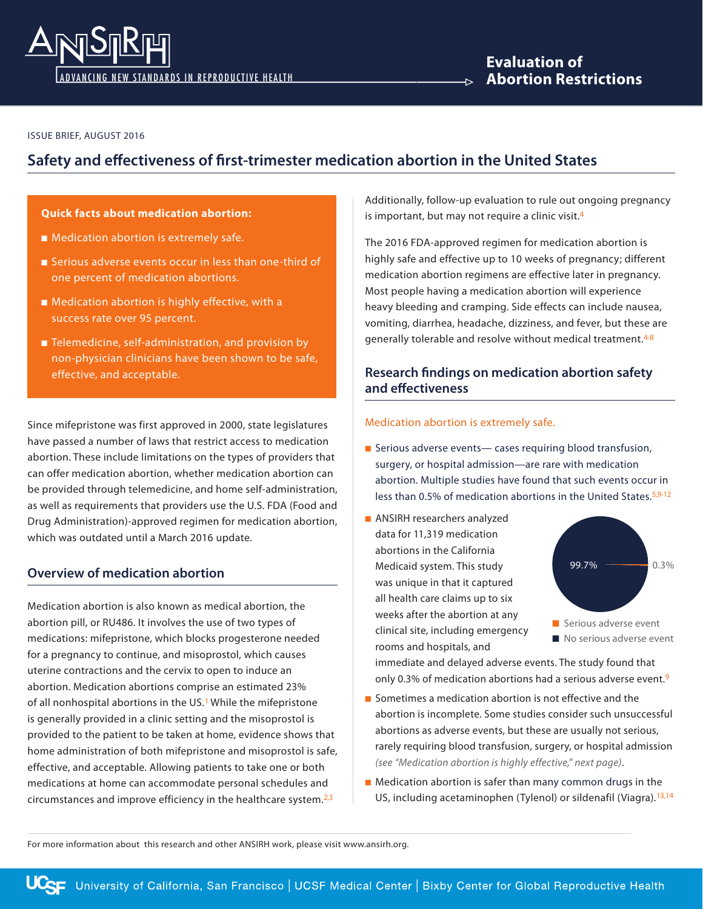# Evaluation of Abortion Restrictions

ISSUE BRIEF, AUGUST 2016

## Safety and effectiveness of first-trimester medication abortion in the United States

**Quick facts about medication abortion:**

- Medication abortion is extremely safe.
- Serious adverse events occur in less than one-third of one percent of medication abortions.
- Medication abortion is highly effective, with a success rate over 95 percent.
- Telemedicine, self-administration, and provision by non-physician clinicians have been shown to be safe, effective, and acceptable.

Since mifepristone was first approved in 2000, state legislatures have passed a number of laws that restrict access to medication abortion. These include limitations on the types of providers that can offer medication abortion, whether medication abortion can be provided through telemedicine, and home self-administration, as well as requirements that providers use the U.S. FDA (Food and Drug Administration)-approved regimen for medication abortion, which was outdated until a March 2016 update.

### Overview of medication abortion

Medication abortion is also known as medical abortion, the abortion pill, or RU486. It involves the use of two types of medications: mifepristone, which blocks progesterone needed for a pregnancy to continue, and misoprostol, which causes uterine contractions and the cervix to open to induce an abortion. Medication abortions comprise an estimated 23% of all nonhospital abortions in the US.[1] While the mifepristone is generally provided in a clinic setting and the misoprostol is provided to the patient to be taken at home, evidence shows that home administration of both mifepristone and misoprostol is safe, effective, and acceptable. Allowing patients to take one or both medications at home can accommodate personal schedules and circumstances and improve efficiency in the healthcare system.[2,3]

Additionally, follow-up evaluation to rule out ongoing pregnancy is important, but may not require a clinic visit.[4]

The 2016 FDA-approved regimen for medication abortion is highly safe and effective up to 10 weeks of pregnancy; different medication abortion regimens are effective later in pregnancy. Most people having a medication abortion will experience heavy bleeding and cramping. Side effects can include nausea, vomiting, diarrhea, headache, dizziness, and fever, but these are generally tolerable and resolve without medical treatment.[4-8]

### Research findings on medication abortion safety and effectiveness

#### Medication abortion is extremely safe.

- Serious adverse events— cases requiring blood transfusion, surgery, or hospital admission—are rare with medication abortion. Multiple studies have found that such events occur in less than 0.5% of medication abortions in the United States.[5,9-12]
- ANSIRH researchers analyzed data for 11,319 medication abortions in the California Medicaid system. This study was unique in that it captured all health care claims up to six weeks after the abortion at any clinical site, including emergency rooms and hospitals, and immediate and delayed adverse events. The study found that only 0.3% of medication abortions had a serious adverse event.[9]

  | Outcome | Percent |
  |---|---|
  | Serious adverse event | 0.3% |
  | No serious adverse event | 99.7% |

- Sometimes a medication abortion is not effective and the abortion is incomplete. Some studies consider such unsuccessful abortions as adverse events, but these are usually not serious, rarely requiring blood transfusion, surgery, or hospital admission *(see "Medication abortion is highly effective," next page)*.
- Medication abortion is safer than many common drugs in the US, including acetaminophen (Tylenol) or sildenafil (Viagra).[13,14]

For more information about this research and other ANSIRH work, please visit www.ansirh.org.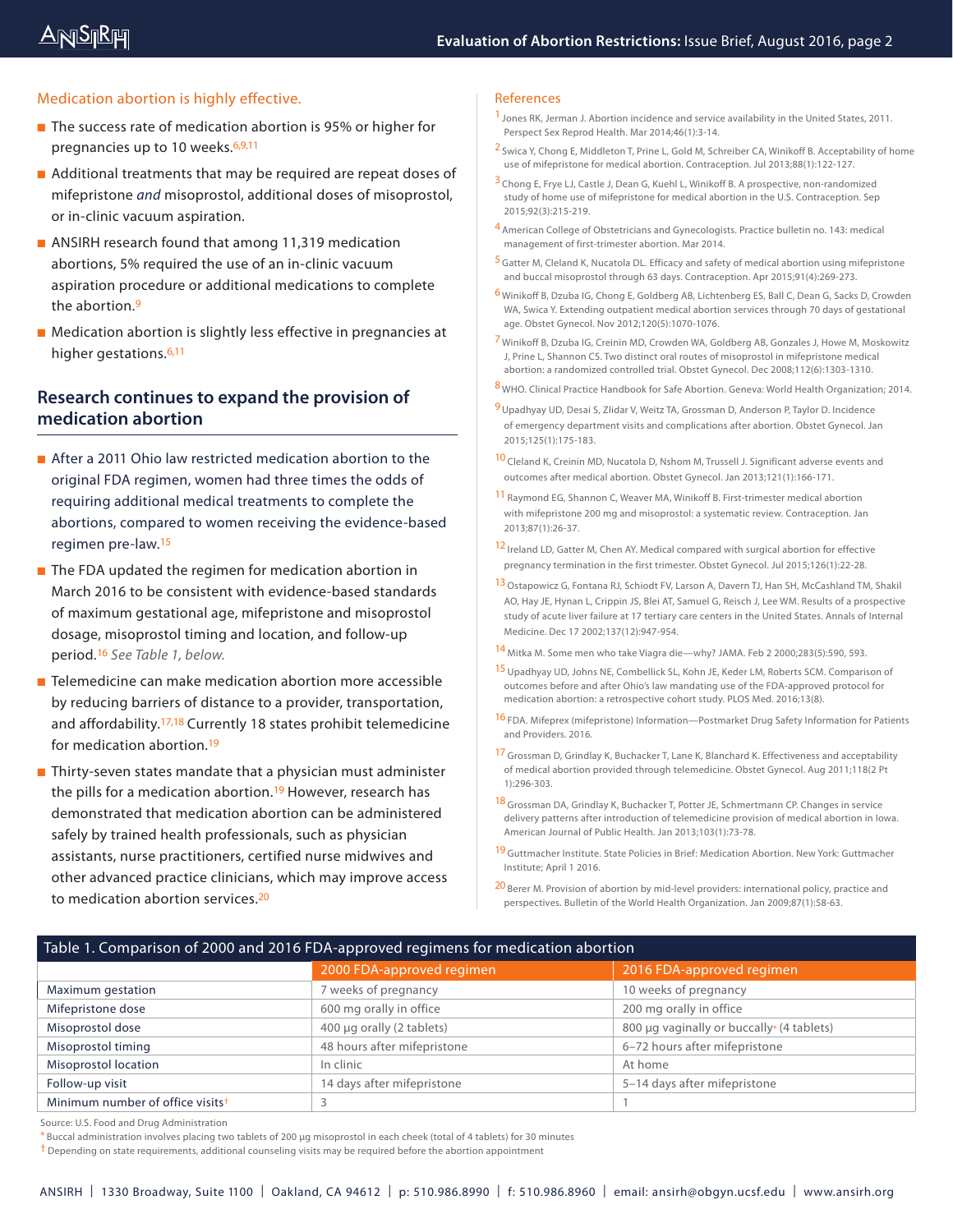### Medication abortion is highly effective.

- The success rate of medication abortion is 95% or higher for pregnancies up to 10 weeks.[6,9,11]
- Additional treatments that may be required are repeat doses of mifepristone *and* misoprostol, additional doses of misoprostol, or in-clinic vacuum aspiration.
- ANSIRH research found that among 11,319 medication abortions, 5% required the use of an in-clinic vacuum aspiration procedure or additional medications to complete the abortion.[9]
- Medication abortion is slightly less effective in pregnancies at higher gestations.[6,11]

## Research continues to expand the provision of medication abortion

- After a 2011 Ohio law restricted medication abortion to the original FDA regimen, women had three times the odds of requiring additional medical treatments to complete the abortions, compared to women receiving the evidence-based regimen pre-law.[15]
- The FDA updated the regimen for medication abortion in March 2016 to be consistent with evidence-based standards of maximum gestational age, mifepristone and misoprostol dosage, misoprostol timing and location, and follow-up period.[16] *See Table 1, below.*
- Telemedicine can make medication abortion more accessible by reducing barriers of distance to a provider, transportation, and affordability.[17,18] Currently 18 states prohibit telemedicine for medication abortion.[19]
- Thirty-seven states mandate that a physician must administer the pills for a medication abortion.[19] However, research has demonstrated that medication abortion can be administered safely by trained health professionals, such as physician assistants, nurse practitioners, certified nurse midwives and other advanced practice clinicians, which may improve access to medication abortion services.[20]

### References

1. Jones RK, Jerman J. Abortion incidence and service availability in the United States, 2011. Perspect Sex Reprod Health. Mar 2014;46(1):3-14.
2. Swica Y, Chong E, Middleton T, Prine L, Gold M, Schreiber CA, Winikoff B. Acceptability of home use of mifepristone for medical abortion. Contraception. Jul 2013;88(1):122-127.
3. Chong E, Frye LJ, Castle J, Dean G, Kuehl L, Winikoff B. A prospective, non-randomized study of home use of mifepristone for medical abortion in the U.S. Contraception. Sep 2015;92(3):215-219.
4. American College of Obstetricians and Gynecologists. Practice bulletin no. 143: medical management of first-trimester abortion. Mar 2014.
5. Gatter M, Cleland K, Nucatola DL. Efficacy and safety of medical abortion using mifepristone and buccal misoprostol through 63 days. Contraception. Apr 2015;91(4):269-273.
6. Winikoff B, Dzuba IG, Chong E, Goldberg AB, Lichtenberg ES, Ball C, Dean G, Sacks D, Crowden WA, Swica Y. Extending outpatient medical abortion services through 70 days of gestational age. Obstet Gynecol. Nov 2012;120(5):1070-1076.
7. Winikoff B, Dzuba IG, Creinin MD, Crowden WA, Goldberg AB, Gonzales J, Howe M, Moskowitz J, Prine L, Shannon CS. Two distinct oral routes of misoprostol in mifepristone medical abortion: a randomized controlled trial. Obstet Gynecol. Dec 2008;112(6):1303-1310.
8. WHO. Clinical Practice Handbook for Safe Abortion. Geneva: World Health Organization; 2014.
9. Upadhyay UD, Desai S, Zlidar V, Weitz TA, Grossman D, Anderson P, Taylor D. Incidence of emergency department visits and complications after abortion. Obstet Gynecol. Jan 2015;125(1):175-183.
10. Cleland K, Creinin MD, Nucatola D, Nshom M, Trussell J. Significant adverse events and outcomes after medical abortion. Obstet Gynecol. Jan 2013;121(1):166-171.
11. Raymond EG, Shannon C, Weaver MA, Winikoff B. First-trimester medical abortion with mifepristone 200 mg and misoprostol: a systematic review. Contraception. Jan 2013;87(1):26-37.
12. Ireland LD, Gatter M, Chen AY. Medical compared with surgical abortion for effective pregnancy termination in the first trimester. Obstet Gynecol. Jul 2015;126(1):22-28.
13. Ostapowicz G, Fontana RJ, Schiodt FV, Larson A, Davern TJ, Han SH, McCashland TM, Shakil AO, Hay JE, Hynan L, Crippin JS, Blei AT, Samuel G, Reisch J, Lee WM. Results of a prospective study of acute liver failure at 17 tertiary care centers in the United States. Annals of Internal Medicine. Dec 17 2002;137(12):947-954.
14. Mitka M. Some men who take Viagra die—why? JAMA. Feb 2 2000;283(5):590, 593.
15. Upadhyay UD, Johns NE, Combellick SL, Kohn JE, Keder LM, Roberts SCM. Comparison of outcomes before and after Ohio's law mandating use of the FDA-approved protocol for medication abortion: a retrospective cohort study. PLOS Med. 2016;13(8).
16. FDA. Mifeprex (mifepristone) Information—Postmarket Drug Safety Information for Patients and Providers. 2016.
17. Grossman D, Grindlay K, Buchacker T, Lane K, Blanchard K. Effectiveness and acceptability of medical abortion provided through telemedicine. Obstet Gynecol. Aug 2011;118(2 Pt 1):296-303.
18. Grossman DA, Grindlay K, Buchacker T, Potter JE, Schmertmann CP. Changes in service delivery patterns after introduction of telemedicine provision of medical abortion in Iowa. American Journal of Public Health. Jan 2013;103(1):73-78.
19. Guttmacher Institute. State Policies in Brief: Medication Abortion. New York: Guttmacher Institute; April 1 2016.
20. Berer M. Provision of abortion by mid-level providers: international policy, practice and perspectives. Bulletin of the World Health Organization. Jan 2009;87(1):58-63.

**Table 1. Comparison of 2000 and 2016 FDA-approved regimens for medication abortion**

| | 2000 FDA-approved regimen | 2016 FDA-approved regimen |
|---|---|---|
| Maximum gestation | 7 weeks of pregnancy | 10 weeks of pregnancy |
| Mifepristone dose | 600 mg orally in office | 200 mg orally in office |
| Misoprostol dose | 400 µg orally (2 tablets) | 800 µg vaginally or buccally* (4 tablets) |
| Misoprostol timing | 48 hours after mifepristone | 6–72 hours after mifepristone |
| Misoprostol location | In clinic | At home |
| Follow-up visit | 14 days after mifepristone | 5–14 days after mifepristone |
| Minimum number of office visits† | 3 | 1 |

Source: U.S. Food and Drug Administration

* Buccal administration involves placing two tablets of 200 µg misoprostol in each cheek (total of 4 tablets) for 30 minutes

† Depending on state requirements, additional counseling visits may be required before the abortion appointment